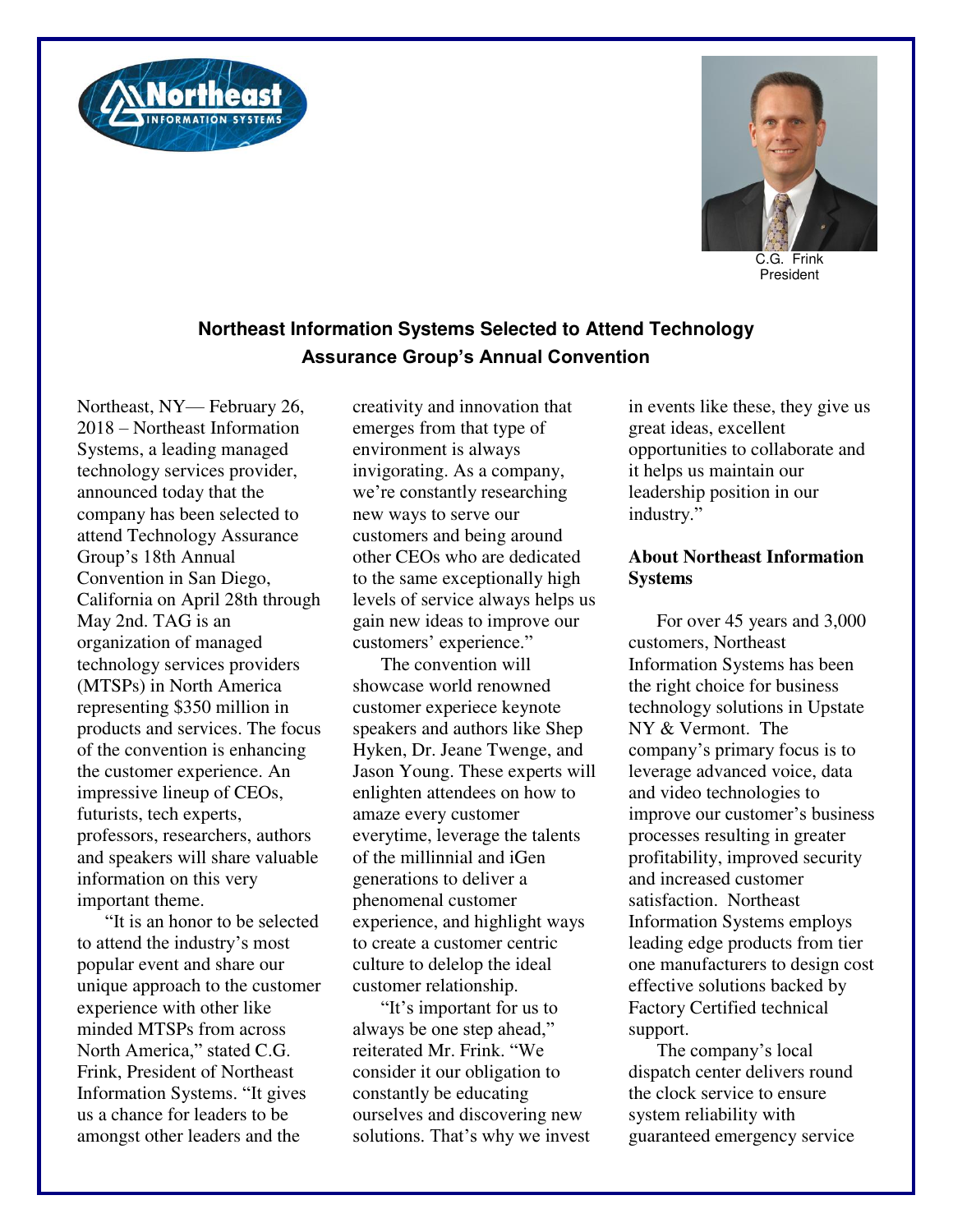C.G. Frink
President

## Northeast Information Systems Selected to Attend Technology Assurance Group's Annual Convention

Northeast, NY— February 26, 2018 – Northeast Information Systems, a leading managed technology services provider, announced today that the company has been selected to attend Technology Assurance Group's 18th Annual Convention in San Diego, California on April 28th through May 2nd. TAG is an organization of managed technology services providers (MTSPs) in North America representing $350 million in products and services. The focus of the convention is enhancing the customer experience. An impressive lineup of CEOs, futurists, tech experts, professors, researchers, authors and speakers will share valuable information on this very important theme.

"It is an honor to be selected to attend the industry's most popular event and share our unique approach to the customer experience with other like minded MTSPs from across North America," stated C.G. Frink, President of Northeast Information Systems. "It gives us a chance for leaders to be amongst other leaders and the creativity and innovation that emerges from that type of environment is always invigorating. As a company, we're constantly researching new ways to serve our customers and being around other CEOs who are dedicated to the same exceptionally high levels of service always helps us gain new ideas to improve our customers' experience."

The convention will showcase world renowned customer expeirece keynote speakers and authors like Shep Hyken, Dr. Jeane Twenge, and Jason Young. These experts will enlighten attendees on how to amaze every customer everytime, leverage the talents of the millinnial and iGen generations to deliver a phenomenal customer experience, and highlight ways to create a customer centric culture to delelop the ideal customer relationship.

"It's important for us to always be one step ahead," reiterated Mr. Frink. "We consider it our obligation to constantly be educating ourselves and discovering new solutions. That's why we invest in events like these, they give us great ideas, excellent opportunities to collaborate and it helps us maintain our leadership position in our industry."

### About Northeast Information Systems

For over 45 years and 3,000 customers, Northeast Information Systems has been the right choice for business technology solutions in Upstate NY & Vermont. The company's primary focus is to leverage advanced voice, data and video technologies to improve our customer's business processes resulting in greater profitability, improved security and increased customer satisfaction. Northeast Information Systems employs leading edge products from tier one manufacturers to design cost effective solutions backed by Factory Certified technical support.

The company's local dispatch center delivers round the clock service to ensure system reliability with guaranteed emergency service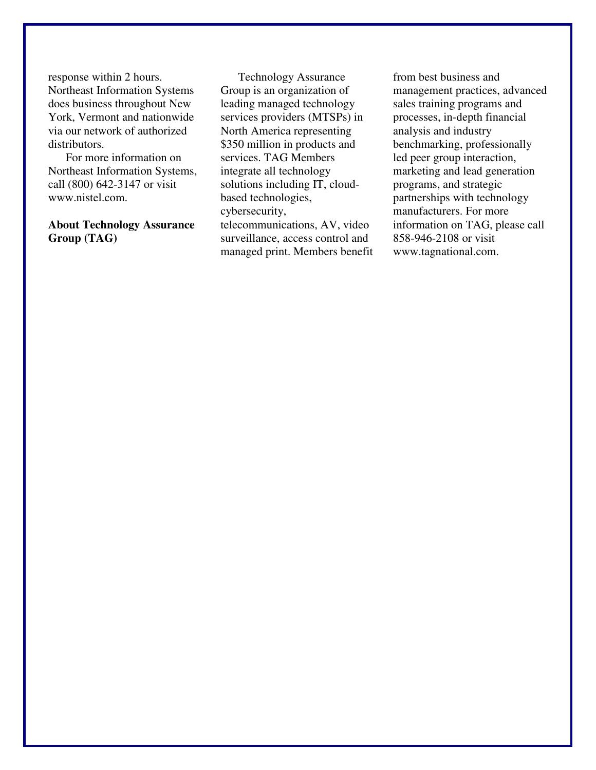response within 2 hours. Northeast Information Systems does business throughout New York, Vermont and nationwide via our network of authorized distributors.

For more information on Northeast Information Systems, call (800) 642-3147 or visit www.nistel.com.

**About Technology Assurance Group (TAG)**

Technology Assurance Group is an organization of leading managed technology services providers (MTSPs) in North America representing $350 million in products and services. TAG Members integrate all technology solutions including IT, cloud-based technologies, cybersecurity, telecommunications, AV, video surveillance, access control and managed print. Members benefit from best business and management practices, advanced sales training programs and processes, in-depth financial analysis and industry benchmarking, professionally led peer group interaction, marketing and lead generation programs, and strategic partnerships with technology manufacturers. For more information on TAG, please call 858-946-2108 or visit www.tagnational.com.